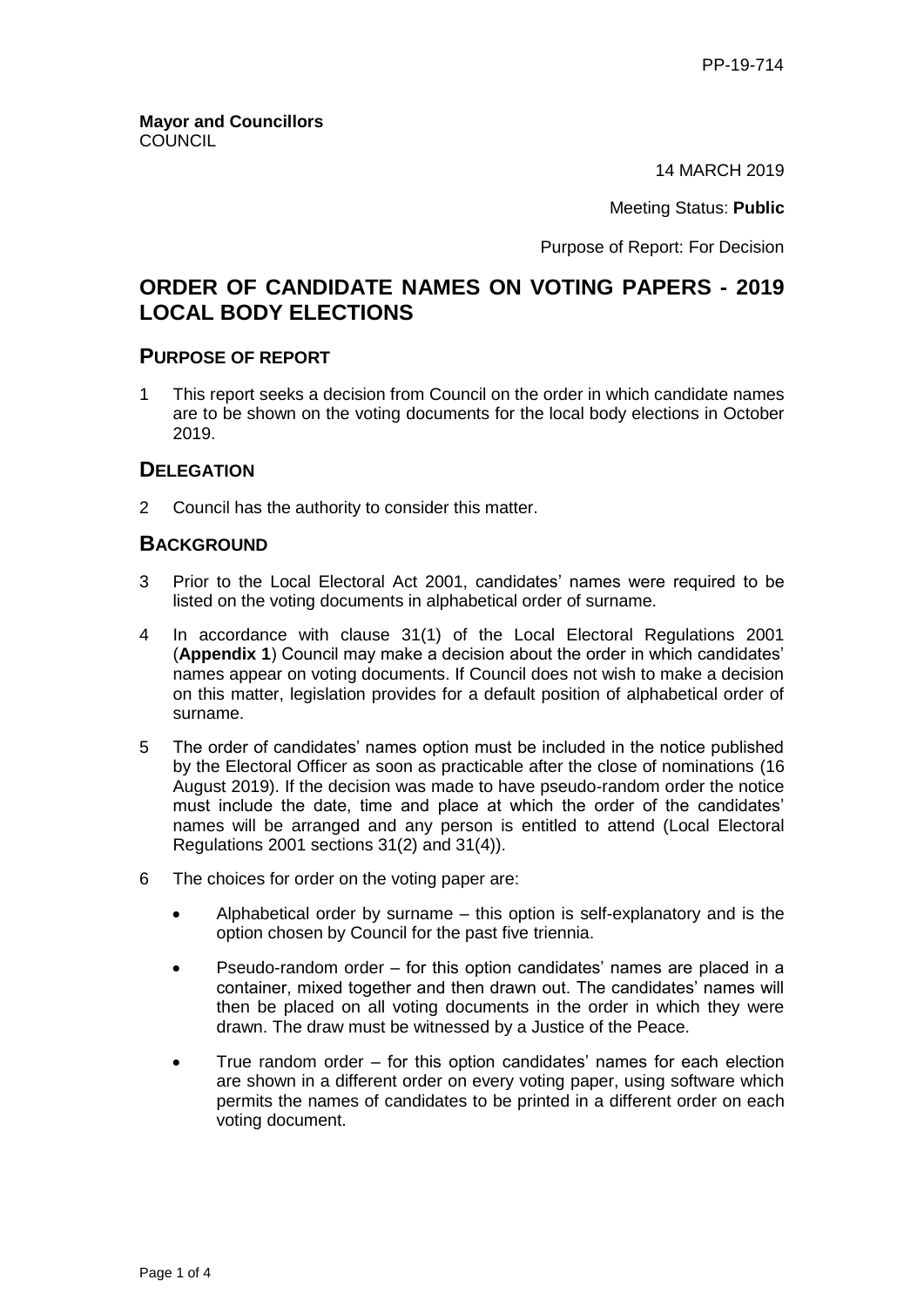PP-19-714

**Mayor and Councillors**
COUNCIL

14 MARCH 2019

Meeting Status: **Public**

Purpose of Report: For Decision

# ORDER OF CANDIDATE NAMES ON VOTING PAPERS - 2019 LOCAL BODY ELECTIONS

## PURPOSE OF REPORT

1 This report seeks a decision from Council on the order in which candidate names are to be shown on the voting documents for the local body elections in October 2019.

## DELEGATION

2 Council has the authority to consider this matter.

## BACKGROUND

3 Prior to the Local Electoral Act 2001, candidates' names were required to be listed on the voting documents in alphabetical order of surname.

4 In accordance with clause 31(1) of the Local Electoral Regulations 2001 (**Appendix 1**) Council may make a decision about the order in which candidates' names appear on voting documents. If Council does not wish to make a decision on this matter, legislation provides for a default position of alphabetical order of surname.

5 The order of candidates' names option must be included in the notice published by the Electoral Officer as soon as practicable after the close of nominations (16 August 2019). If the decision was made to have pseudo-random order the notice must include the date, time and place at which the order of the candidates' names will be arranged and any person is entitled to attend (Local Electoral Regulations 2001 sections 31(2) and 31(4)).

6 The choices for order on the voting paper are:

- Alphabetical order by surname – this option is self-explanatory and is the option chosen by Council for the past five triennia.
- Pseudo-random order – for this option candidates' names are placed in a container, mixed together and then drawn out. The candidates' names will then be placed on all voting documents in the order in which they were drawn. The draw must be witnessed by a Justice of the Peace.
- True random order – for this option candidates' names for each election are shown in a different order on every voting paper, using software which permits the names of candidates to be printed in a different order on each voting document.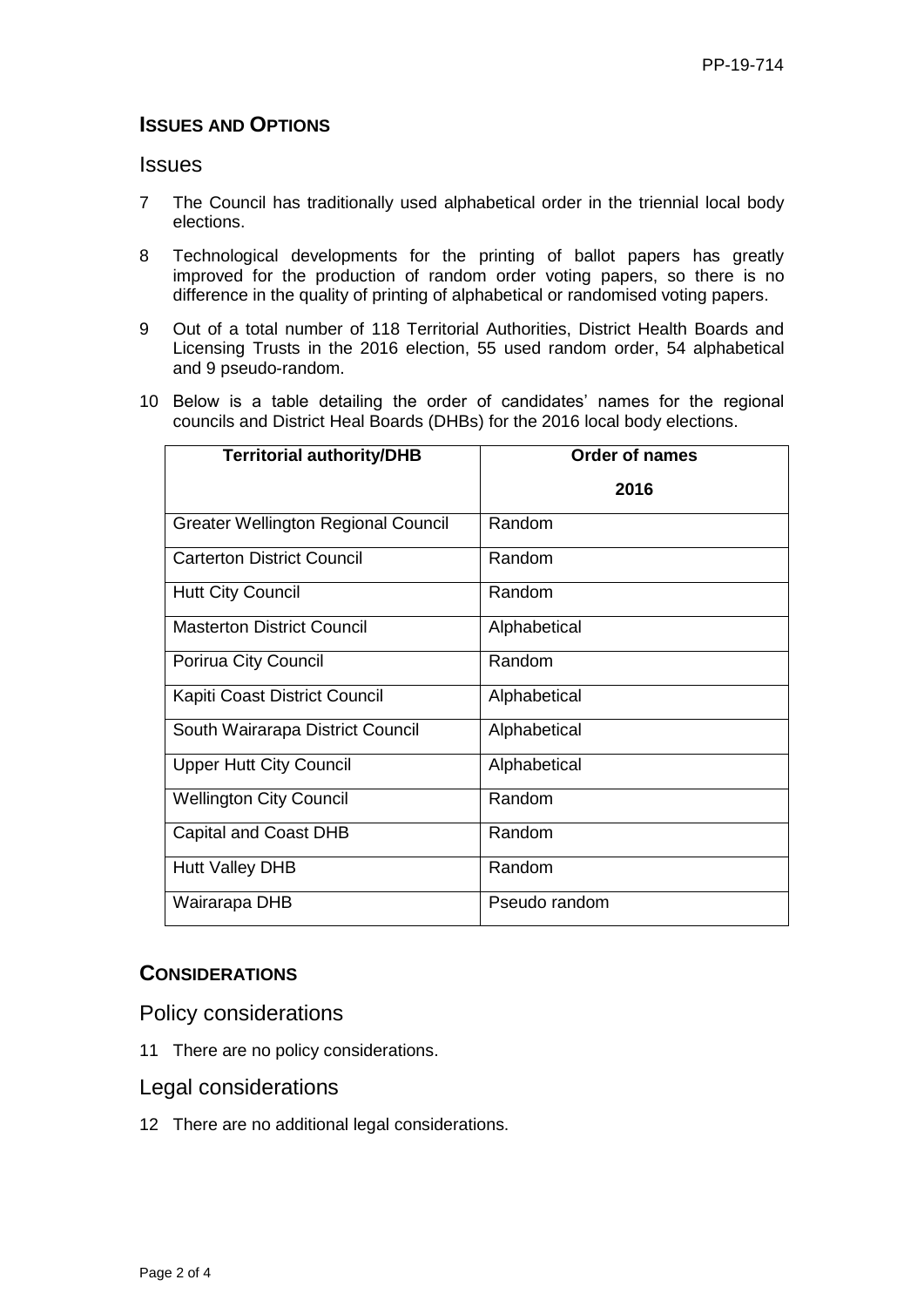## ISSUES AND OPTIONS

### Issues

7 The Council has traditionally used alphabetical order in the triennial local body elections.

8 Technological developments for the printing of ballot papers has greatly improved for the production of random order voting papers, so there is no difference in the quality of printing of alphabetical or randomised voting papers.

9 Out of a total number of 118 Territorial Authorities, District Health Boards and Licensing Trusts in the 2016 election, 55 used random order, 54 alphabetical and 9 pseudo-random.

10 Below is a table detailing the order of candidates' names for the regional councils and District Heal Boards (DHBs) for the 2016 local body elections.

| Territorial authority/DHB | Order of names 2016 |
|---|---|
| Greater Wellington Regional Council | Random |
| Carterton District Council | Random |
| Hutt City Council | Random |
| Masterton District Council | Alphabetical |
| Porirua City Council | Random |
| Kapiti Coast District Council | Alphabetical |
| South Wairarapa District Council | Alphabetical |
| Upper Hutt City Council | Alphabetical |
| Wellington City Council | Random |
| Capital and Coast DHB | Random |
| Hutt Valley DHB | Random |
| Wairarapa DHB | Pseudo random |

## CONSIDERATIONS

### Policy considerations

11 There are no policy considerations.

### Legal considerations

12 There are no additional legal considerations.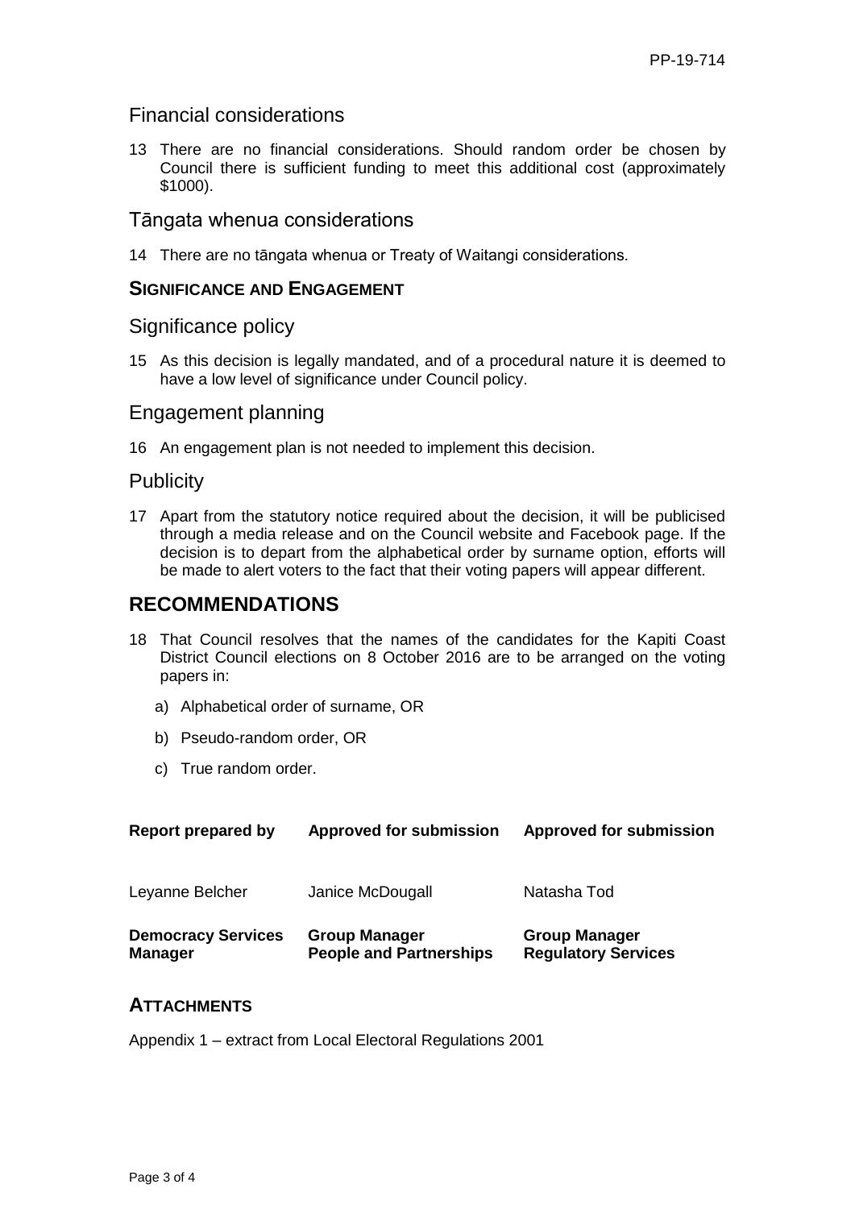## Financial considerations

13 There are no financial considerations. Should random order be chosen by Council there is sufficient funding to meet this additional cost (approximately $1000).

## Tāngata whenua considerations

14 There are no tāngata whenua or Treaty of Waitangi considerations.

### SIGNIFICANCE AND ENGAGEMENT

## Significance policy

15 As this decision is legally mandated, and of a procedural nature it is deemed to have a low level of significance under Council policy.

## Engagement planning

16 An engagement plan is not needed to implement this decision.

## Publicity

17 Apart from the statutory notice required about the decision, it will be publicised through a media release and on the Council website and Facebook page. If the decision is to depart from the alphabetical order by surname option, efforts will be made to alert voters to the fact that their voting papers will appear different.

# RECOMMENDATIONS

18 That Council resolves that the names of the candidates for the Kapiti Coast District Council elections on 8 October 2016 are to be arranged on the voting papers in:

a) Alphabetical order of surname, OR

b) Pseudo-random order, OR

c) True random order.

| **Report prepared by** | **Approved for submission** | **Approved for submission** |
|---|---|---|
| Leyanne Belcher | Janice McDougall | Natasha Tod |
| **Democracy Services Manager** | **Group Manager People and Partnerships** | **Group Manager Regulatory Services** |

### ATTACHMENTS

Appendix 1 – extract from Local Electoral Regulations 2001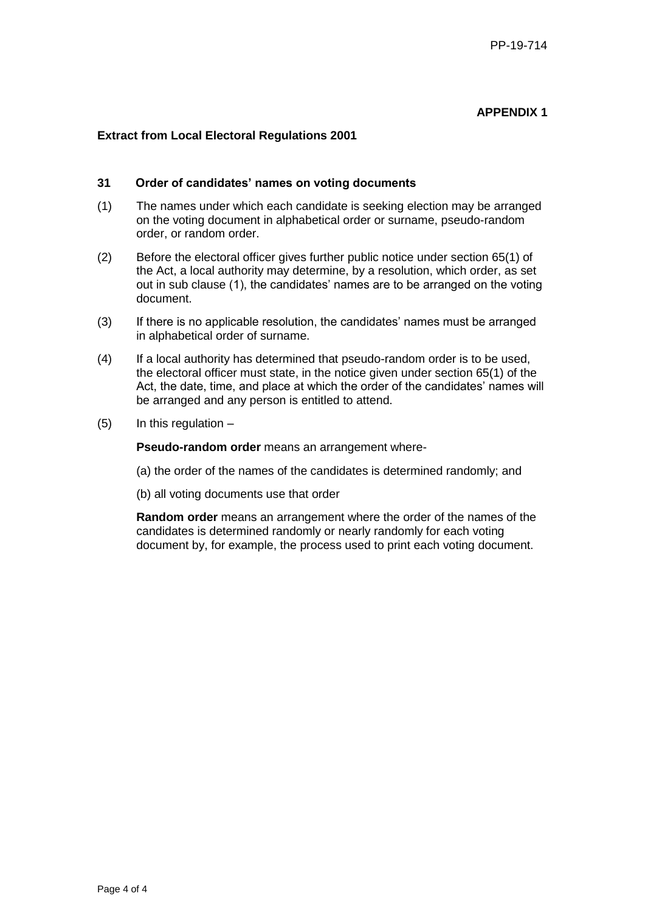**APPENDIX 1**

**Extract from Local Electoral Regulations 2001**

**31 Order of candidates' names on voting documents**

(1) The names under which each candidate is seeking election may be arranged on the voting document in alphabetical order or surname, pseudo-random order, or random order.

(2) Before the electoral officer gives further public notice under section 65(1) of the Act, a local authority may determine, by a resolution, which order, as set out in sub clause (1), the candidates' names are to be arranged on the voting document.

(3) If there is no applicable resolution, the candidates' names must be arranged in alphabetical order of surname.

(4) If a local authority has determined that pseudo-random order is to be used, the electoral officer must state, in the notice given under section 65(1) of the Act, the date, time, and place at which the order of the candidates' names will be arranged and any person is entitled to attend.

(5) In this regulation –

**Pseudo-random order** means an arrangement where-

(a) the order of the names of the candidates is determined randomly; and

(b) all voting documents use that order

**Random order** means an arrangement where the order of the names of the candidates is determined randomly or nearly randomly for each voting document by, for example, the process used to print each voting document.